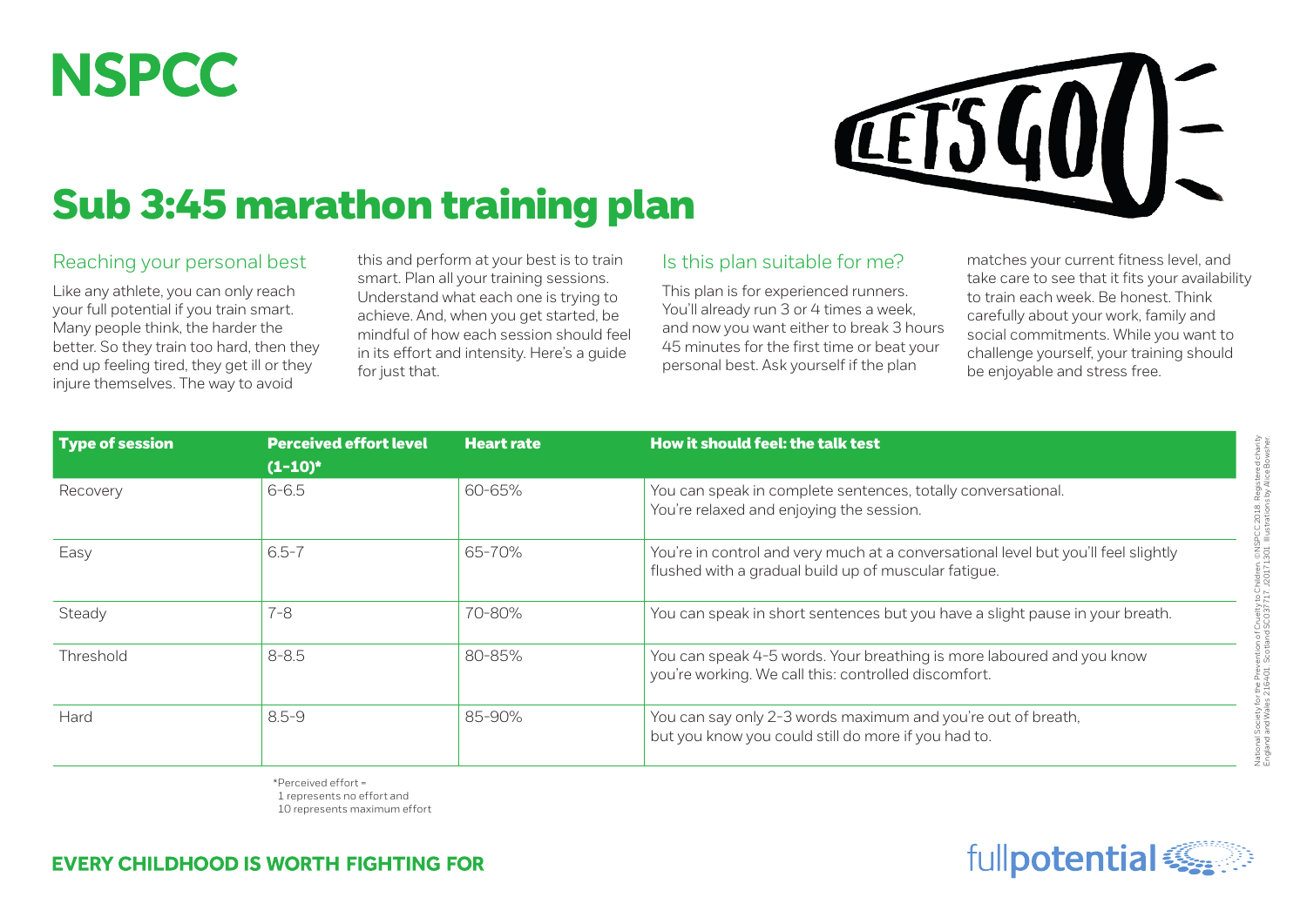# NSPCC

# Sub 3:45 marathon training plan

## Reaching your personal best

Like any athlete, you can only reach your full potential if you train smart. Many people think, the harder the better. So they train too hard, then they end up feeling tired, they get ill or they injure themselves. The way to avoid this and perform at your best is to train smart. Plan all your training sessions. Understand what each one is trying to achieve. And, when you get started, be mindful of how each session should feel in its effort and intensity. Here's a guide for just that.

## Is this plan suitable for me?

This plan is for experienced runners. You'll already run 3 or 4 times a week, and now you want either to break 3 hours 45 minutes for the first time or beat your personal best. Ask yourself if the plan matches your current fitness level, and take care to see that it fits your availability to train each week. Be honest. Think carefully about your work, family and social commitments. While you want to challenge yourself, your training should be enjoyable and stress free.

| Type of session | Perceived effort level (1-10)* | Heart rate | How it should feel: the talk test |
|---|---|---|---|
| Recovery | 6-6.5 | 60-65% | You can speak in complete sentences, totally conversational. You're relaxed and enjoying the session. |
| Easy | 6.5-7 | 65-70% | You're in control and very much at a conversational level but you'll feel slightly flushed with a gradual build up of muscular fatigue. |
| Steady | 7-8 | 70-80% | You can speak in short sentences but you have a slight pause in your breath. |
| Threshold | 8-8.5 | 80-85% | You can speak 4-5 words. Your breathing is more laboured and you know you're working. We call this: controlled discomfort. |
| Hard | 8.5-9 | 85-90% | You can say only 2-3 words maximum and you're out of breath, but you know you could still do more if you had to. |

*Perceived effort = 1 represents no effort and 10 represents maximum effort

National Society for the Prevention of Cruelty to Children. ©NSPCC 2018. Registered charity England and Wales 216401. Scotland SC037717. J20171301. Illustrations by Alice Bowsher.

**EVERY CHILDHOOD IS WORTH FIGHTING FOR**

fullpotential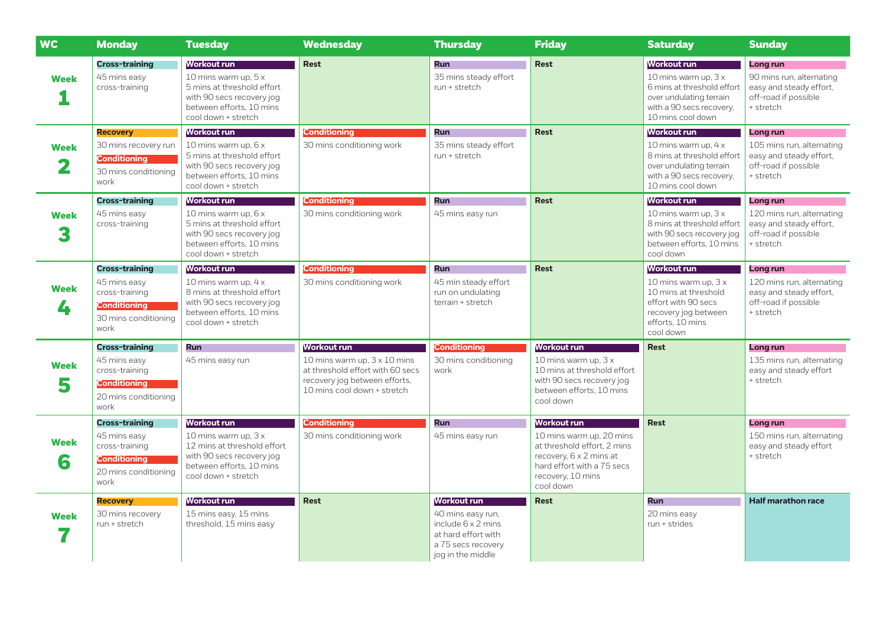| WC | Monday | Tuesday | Wednesday | Thursday | Friday | Saturday | Sunday |
|---|---|---|---|---|---|---|---|
| **Week 1** | **Cross-training** 45 mins easy cross-training | **Workout run** 10 mins warm up, 5 x 5 mins at threshold effort with 90 secs recovery jog between efforts, 10 mins cool down + stretch | **Rest** | **Run** 35 mins steady effort run + stretch | **Rest** | **Workout run** 10 mins warm up, 3 x 6 mins at threshold effort over undulating terrain with a 90 secs recovery, 10 mins cool down | **Long run** 90 mins run, alternating easy and steady effort, off-road if possible + stretch |
| **Week 2** | **Recovery** 30 mins recovery run **Conditioning** 30 mins conditioning work | **Workout run** 10 mins warm up, 6 x 5 mins at threshold effort with 90 secs recovery jog between efforts, 10 mins cool down + stretch | **Conditioning** 30 mins conditioning work | **Run** 35 mins steady effort run + stretch | **Rest** | **Workout run** 10 mins warm up, 4 x 8 mins at threshold effort over undulating terrain with a 90 secs recovery, 10 mins cool down | **Long run** 105 mins run, alternating easy and steady effort, off-road if possible + stretch |
| **Week 3** | **Cross-training** 45 mins easy cross-training | **Workout run** 10 mins warm up, 6 x 5 mins at threshold effort with 90 secs recovery jog between efforts, 10 mins cool down + stretch | **Conditioning** 30 mins conditioning work | **Run** 45 mins easy run | **Rest** | **Workout run** 10 mins warm up, 3 x 8 mins at threshold effort with 90 secs recovery jog between efforts, 10 mins cool down | **Long run** 120 mins run, alternating easy and steady effort, off-road if possible + stretch |
| **Week 4** | **Cross-training** 45 mins easy cross-training **Conditioning** 30 mins conditioning work | **Workout run** 10 mins warm up, 4 x 8 mins at threshold effort with 90 secs recovery jog between efforts, 10 mins cool down + stretch | **Conditioning** 30 mins conditioning work | **Run** 45 min steady effort run on undulating terrain + stretch | **Rest** | **Workout run** 10 mins warm up, 3 x 10 mins at threshold effort with 90 secs recovery jog between efforts, 10 mins cool down | **Long run** 120 mins run, alternating easy and steady effort, off-road if possible + stretch |
| **Week 5** | **Cross-training** 45 mins easy cross-training **Conditioning** 20 mins conditioning work | **Run** 45 mins easy run | **Workout run** 10 mins warm up, 3 x 10 mins at threshold effort with 60 secs recovery jog between efforts, 10 mins cool down + stretch | **Conditioning** 30 mins conditioning work | **Workout run** 10 mins warm up, 3 x 10 mins at threshold effort with 90 secs recovery jog between efforts, 10 mins cool down | **Rest** | **Long run** 135 mins run, alternating easy and steady effort + stretch |
| **Week 6** | **Cross-training** 45 mins easy cross-training **Conditioning** 20 mins conditioning work | **Workout run** 10 mins warm up, 3 x 12 mins at threshold effort with 90 secs recovery jog between efforts, 10 mins cool down + stretch | **Conditioning** 30 mins conditioning work | **Run** 45 mins easy run | **Workout run** 10 mins warm up, 20 mins at threshold effort, 2 mins recovery, 6 x 2 mins at hard effort with a 75 secs recovery, 10 mins cool down | **Rest** | **Long run** 150 mins run, alternating easy and steady effort + stretch |
| **Week 7** | **Recovery** 30 mins recovery run + stretch | **Workout run** 15 mins easy, 15 mins threshold, 15 mins easy | **Rest** | **Workout run** 40 mins easy run, include 6 x 2 mins at hard effort with a 75 secs recovery jog in the middle | **Rest** | **Run** 20 mins easy run + strides | **Half marathon race** |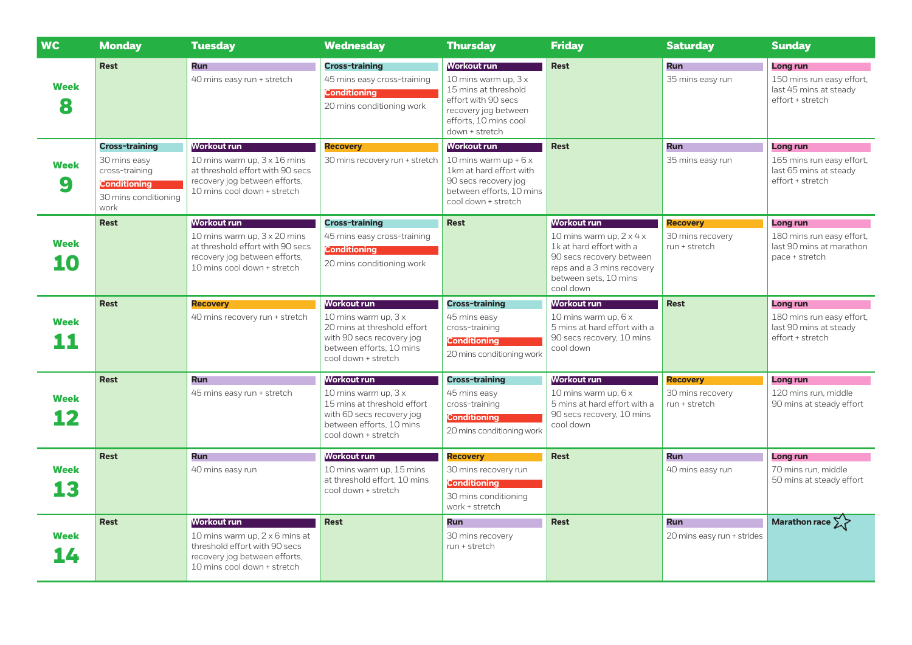| WC | Monday | Tuesday | Wednesday | Thursday | Friday | Saturday | Sunday |
|---|---|---|---|---|---|---|---|
| Week 8 | **Rest** | **Run** 40 mins easy run + stretch | **Cross-training** 45 mins easy cross-training **Conditioning** 20 mins conditioning work | **Workout run** 10 mins warm up, 3 x 15 mins at threshold effort with 90 secs recovery jog between efforts, 10 mins cool down + stretch | **Rest** | **Run** 35 mins easy run | **Long run** 150 mins run easy effort, last 45 mins at steady effort + stretch |
| Week 9 | **Cross-training** 30 mins easy cross-training **Conditioning** 30 mins conditioning work | **Workout run** 10 mins warm up, 3 x 16 mins at threshold effort with 90 secs recovery jog between efforts, 10 mins cool down + stretch | **Recovery** 30 mins recovery run + stretch | **Workout run** 10 mins warm up + 6 x 1km at hard effort with 90 secs recovery jog between efforts, 10 mins cool down + stretch | **Rest** | **Run** 35 mins easy run | **Long run** 165 mins run easy effort, last 65 mins at steady effort + stretch |
| Week 10 | **Rest** | **Workout run** 10 mins warm up, 3 x 20 mins at threshold effort with 90 secs recovery jog between efforts, 10 mins cool down + stretch | **Cross-training** 45 mins easy cross-training **Conditioning** 20 mins conditioning work | **Rest** | **Workout run** 10 mins warm up, 2 x 4 x 1k at hard effort with a 90 secs recovery between reps and a 3 mins recovery between sets, 10 mins cool down | **Recovery** 30 mins recovery run + stretch | **Long run** 180 mins run easy effort, last 90 mins at marathon pace + stretch |
| Week 11 | **Rest** | **Recovery** 40 mins recovery run + stretch | **Workout run** 10 mins warm up, 3 x 20 mins at threshold effort with 90 secs recovery jog between efforts, 10 mins cool down + stretch | **Cross-training** 45 mins easy cross-training **Conditioning** 20 mins conditioning work | **Workout run** 10 mins warm up, 6 x 5 mins at hard effort with a 90 secs recovery, 10 mins cool down | **Rest** | **Long run** 180 mins run easy effort, last 90 mins at steady effort + stretch |
| Week 12 | **Rest** | **Run** 45 mins easy run + stretch | **Workout run** 10 mins warm up, 3 x 15 mins at threshold effort with 60 secs recovery jog between efforts, 10 mins cool down + stretch | **Cross-training** 45 mins easy cross-training **Conditioning** 20 mins conditioning work | **Workout run** 10 mins warm up, 6 x 5 mins at hard effort with a 90 secs recovery, 10 mins cool down | **Recovery** 30 mins recovery run + stretch | **Long run** 120 mins run, middle 90 mins at steady effort |
| Week 13 | **Rest** | **Run** 40 mins easy run | **Workout run** 10 mins warm up, 15 mins at threshold effort, 10 mins cool down + stretch | **Recovery** 30 mins recovery run **Conditioning** 30 mins conditioning work + stretch | **Rest** | **Run** 40 mins easy run | **Long run** 70 mins run, middle 50 mins at steady effort |
| Week 14 | **Rest** | **Workout run** 10 mins warm up, 2 x 6 mins at threshold effort with 90 secs recovery jog between efforts, 10 mins cool down + stretch | **Rest** | **Run** 30 mins recovery run + stretch | **Rest** | **Run** 20 mins easy run + strides | **Marathon race** |